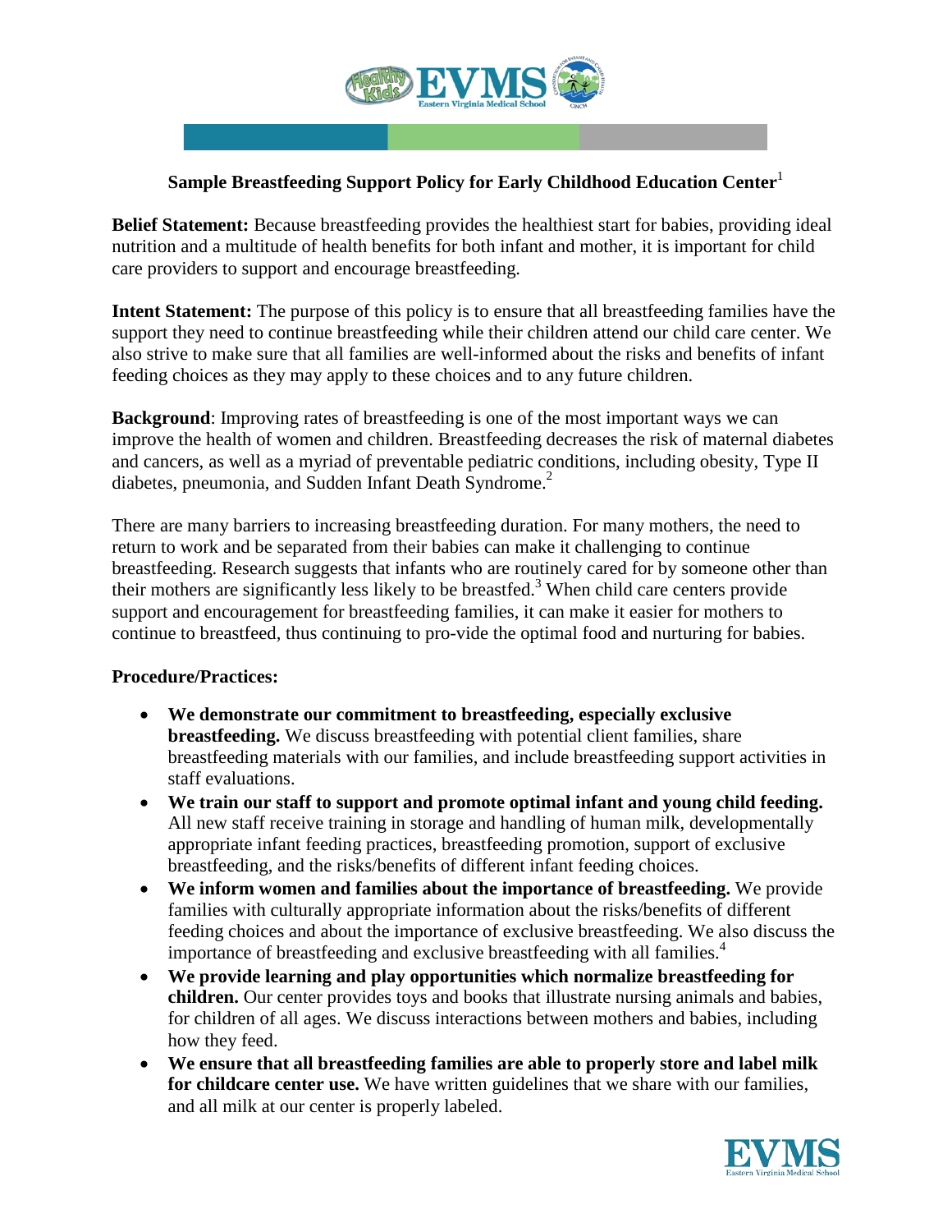## Sample Breastfeeding Support Policy for Early Childhood Education Center[1]

**Belief Statement:** Because breastfeeding provides the healthiest start for babies, providing ideal nutrition and a multitude of health benefits for both infant and mother, it is important for child care providers to support and encourage breastfeeding.

**Intent Statement:** The purpose of this policy is to ensure that all breastfeeding families have the support they need to continue breastfeeding while their children attend our child care center. We also strive to make sure that all families are well-informed about the risks and benefits of infant feeding choices as they may apply to these choices and to any future children.

**Background**: Improving rates of breastfeeding is one of the most important ways we can improve the health of women and children. Breastfeeding decreases the risk of maternal diabetes and cancers, as well as a myriad of preventable pediatric conditions, including obesity, Type II diabetes, pneumonia, and Sudden Infant Death Syndrome.[2]

There are many barriers to increasing breastfeeding duration. For many mothers, the need to return to work and be separated from their babies can make it challenging to continue breastfeeding. Research suggests that infants who are routinely cared for by someone other than their mothers are significantly less likely to be breastfed.[3] When child care centers provide support and encouragement for breastfeeding families, it can make it easier for mothers to continue to breastfeed, thus continuing to pro-vide the optimal food and nurturing for babies.

**Procedure/Practices:**

- **We demonstrate our commitment to breastfeeding, especially exclusive breastfeeding.** We discuss breastfeeding with potential client families, share breastfeeding materials with our families, and include breastfeeding support activities in staff evaluations.
- **We train our staff to support and promote optimal infant and young child feeding.** All new staff receive training in storage and handling of human milk, developmentally appropriate infant feeding practices, breastfeeding promotion, support of exclusive breastfeeding, and the risks/benefits of different infant feeding choices.
- **We inform women and families about the importance of breastfeeding.** We provide families with culturally appropriate information about the risks/benefits of different feeding choices and about the importance of exclusive breastfeeding. We also discuss the importance of breastfeeding and exclusive breastfeeding with all families.[4]
- **We provide learning and play opportunities which normalize breastfeeding for children.** Our center provides toys and books that illustrate nursing animals and babies, for children of all ages. We discuss interactions between mothers and babies, including how they feed.
- **We ensure that all breastfeeding families are able to properly store and label milk for childcare center use.** We have written guidelines that we share with our families, and all milk at our center is properly labeled.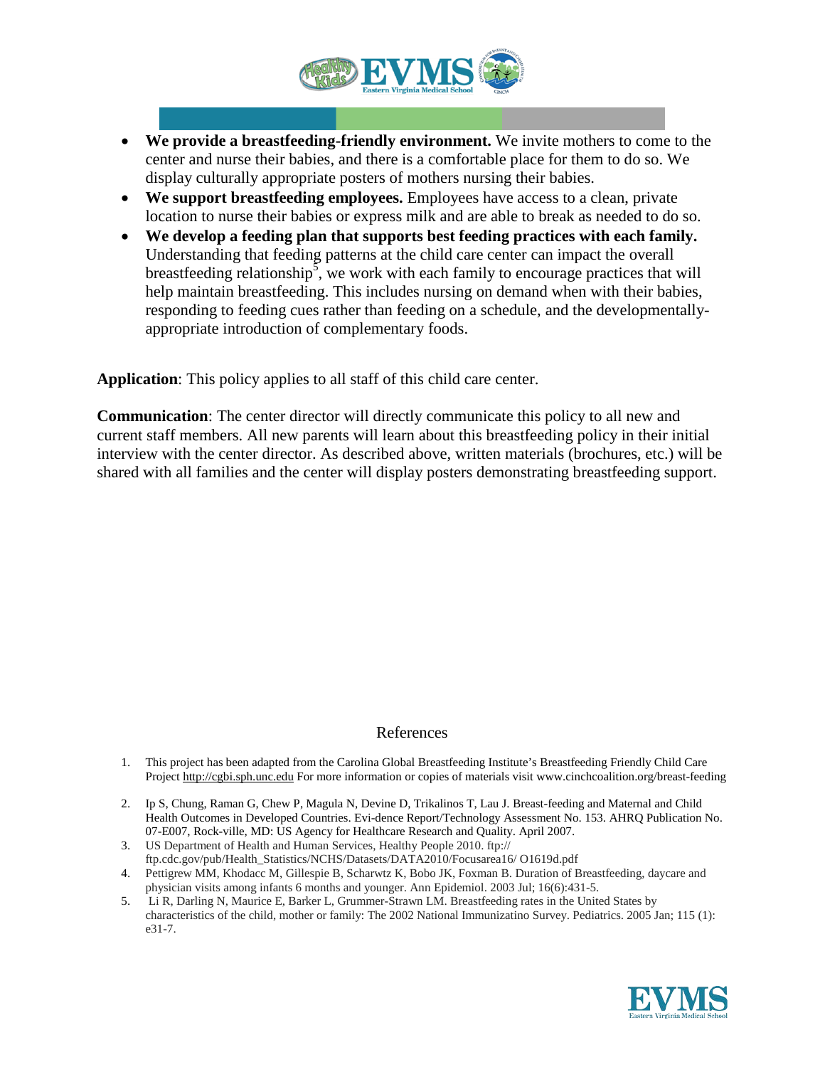- **We provide a breastfeeding-friendly environment.** We invite mothers to come to the center and nurse their babies, and there is a comfortable place for them to do so. We display culturally appropriate posters of mothers nursing their babies.
- **We support breastfeeding employees.** Employees have access to a clean, private location to nurse their babies or express milk and are able to break as needed to do so.
- **We develop a feeding plan that supports best feeding practices with each family.** Understanding that feeding patterns at the child care center can impact the overall breastfeeding relationship[5], we work with each family to encourage practices that will help maintain breastfeeding. This includes nursing on demand when with their babies, responding to feeding cues rather than feeding on a schedule, and the developmentally-appropriate introduction of complementary foods.

**Application**: This policy applies to all staff of this child care center.

**Communication**: The center director will directly communicate this policy to all new and current staff members. All new parents will learn about this breastfeeding policy in their initial interview with the center director. As described above, written materials (brochures, etc.) will be shared with all families and the center will display posters demonstrating breastfeeding support.

References

1. This project has been adapted from the Carolina Global Breastfeeding Institute's Breastfeeding Friendly Child Care Project http://cgbi.sph.unc.edu For more information or copies of materials visit www.cinchcoalition.org/breast-feeding
2. Ip S, Chung, Raman G, Chew P, Magula N, Devine D, Trikalinos T, Lau J. Breast-feeding and Maternal and Child Health Outcomes in Developed Countries. Evi-dence Report/Technology Assessment No. 153. AHRQ Publication No. 07-E007, Rock-ville, MD: US Agency for Healthcare Research and Quality. April 2007.
3. US Department of Health and Human Services, Healthy People 2010. ftp:// ftp.cdc.gov/pub/Health_Statistics/NCHS/Datasets/DATA2010/Focusarea16/ O1619d.pdf
4. Pettigrew MM, Khodacc M, Gillespie B, Scharwtz K, Bobo JK, Foxman B. Duration of Breastfeeding, daycare and physician visits among infants 6 months and younger. Ann Epidemiol. 2003 Jul; 16(6):431-5.
5. Li R, Darling N, Maurice E, Barker L, Grummer-Strawn LM. Breastfeeding rates in the United States by characteristics of the child, mother or family: The 2002 National Immunizatino Survey. Pediatrics. 2005 Jan; 115 (1): e31-7.